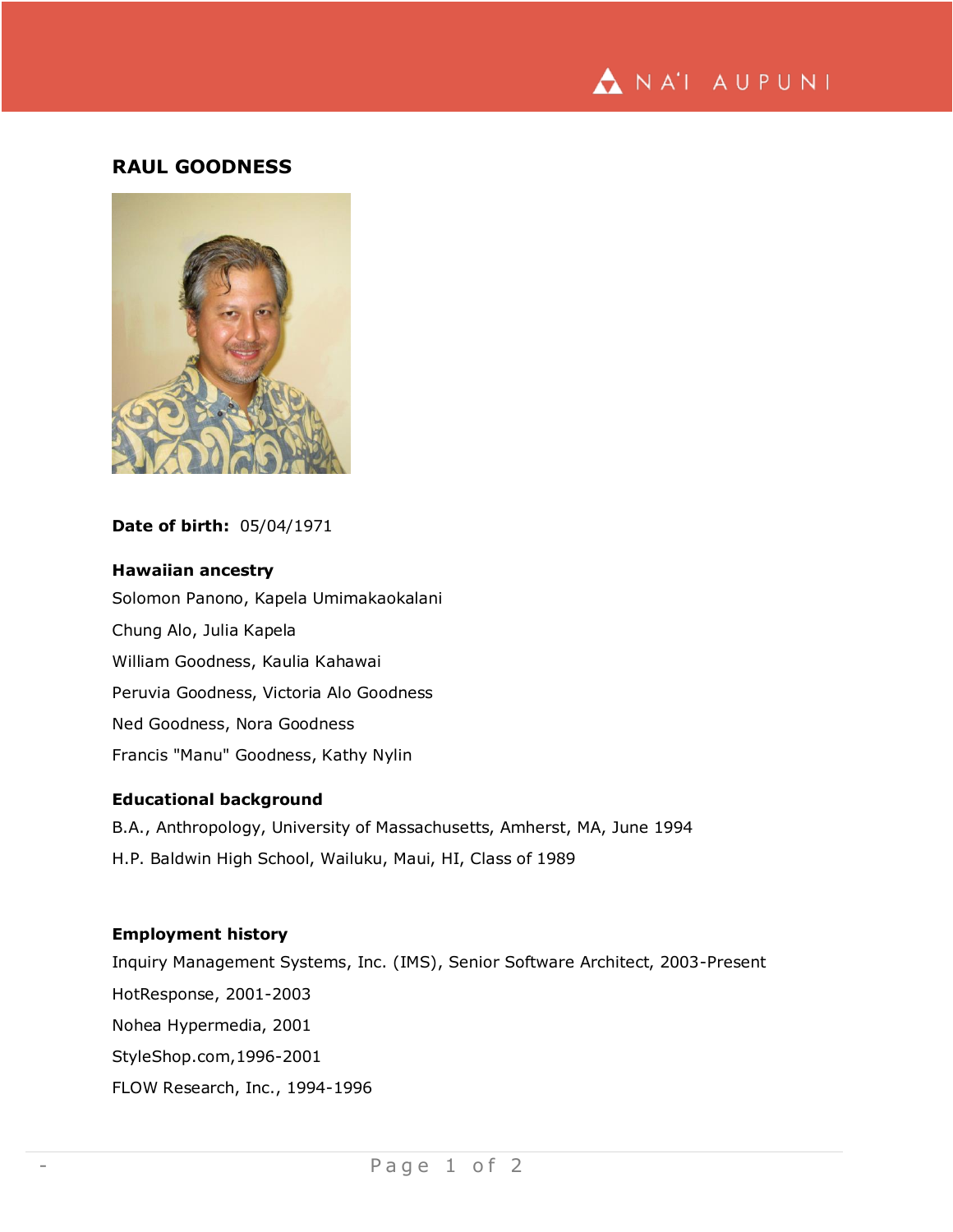# RAUL GOODNESS

**Date of birth:** 05/04/1971

### Hawaiian ancestry

Solomon Panono, Kapela Umimakaokalani

Chung Alo, Julia Kapela

William Goodness, Kaulia Kahawai

Peruvia Goodness, Victoria Alo Goodness

Ned Goodness, Nora Goodness

Francis "Manu" Goodness, Kathy Nylin

### Educational background

B.A., Anthropology, University of Massachusetts, Amherst, MA, June 1994

H.P. Baldwin High School, Wailuku, Maui, HI, Class of 1989

### Employment history

Inquiry Management Systems, Inc. (IMS), Senior Software Architect, 2003-Present

HotResponse, 2001-2003

Nohea Hypermedia, 2001

StyleShop.com,1996-2001

FLOW Research, Inc., 1994-1996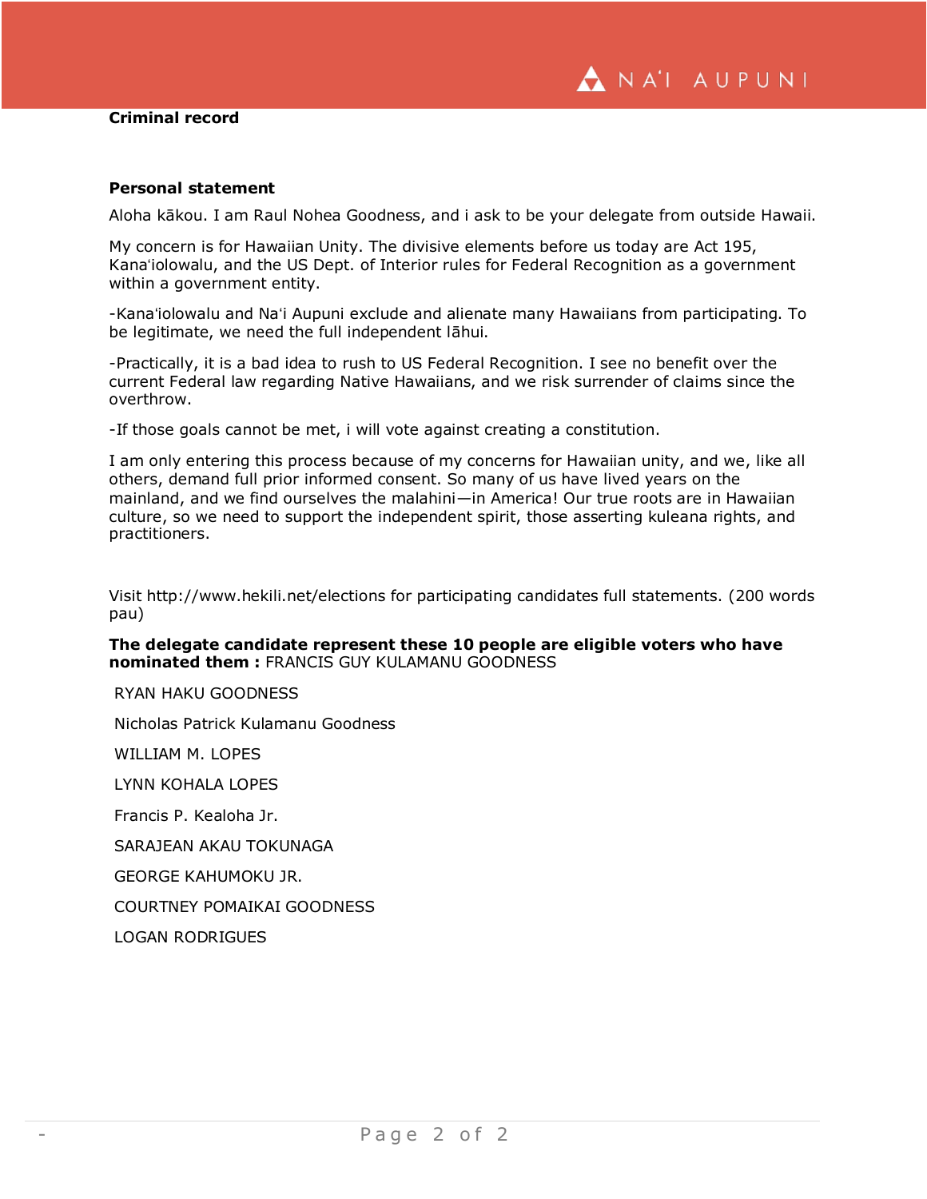**Criminal record**

**Personal statement**

Aloha kākou. I am Raul Nohea Goodness, and i ask to be your delegate from outside Hawaii.

My concern is for Hawaiian Unity. The divisive elements before us today are Act 195, Kanaʻiolowalu, and the US Dept. of Interior rules for Federal Recognition as a government within a government entity.

-Kanaʻiolowalu and Naʻi Aupuni exclude and alienate many Hawaiians from participating. To be legitimate, we need the full independent lāhui.

-Practically, it is a bad idea to rush to US Federal Recognition. I see no benefit over the current Federal law regarding Native Hawaiians, and we risk surrender of claims since the overthrow.

-If those goals cannot be met, i will vote against creating a constitution.

I am only entering this process because of my concerns for Hawaiian unity, and we, like all others, demand full prior informed consent. So many of us have lived years on the mainland, and we find ourselves the malahini—in America! Our true roots are in Hawaiian culture, so we need to support the independent spirit, those asserting kuleana rights, and practitioners.

Visit http://www.hekili.net/elections for participating candidates full statements. (200 words pau)

**The delegate candidate represent these 10 people are eligible voters who have nominated them :** FRANCIS GUY KULAMANU GOODNESS

RYAN HAKU GOODNESS

Nicholas Patrick Kulamanu Goodness

WILLIAM M. LOPES

LYNN KOHALA LOPES

Francis P. Kealoha Jr.

SARAJEAN AKAU TOKUNAGA

GEORGE KAHUMOKU JR.

COURTNEY POMAIKAI GOODNESS

LOGAN RODRIGUES